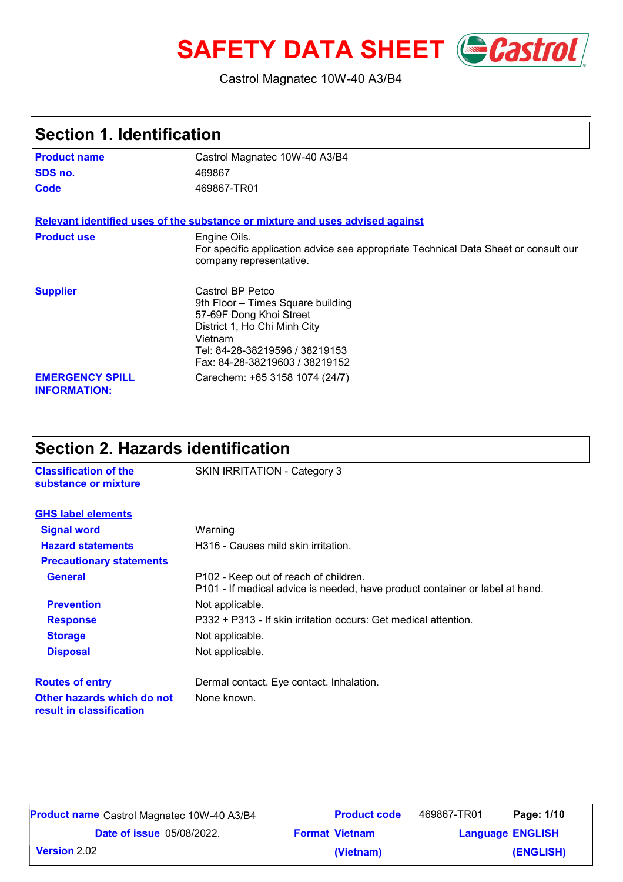# SAFETY DATA SHEET

Castrol Magnatec 10W-40 A3/B4

## Section 1. Identification

| | |
|---|---|
| **Product name** | Castrol Magnatec 10W-40 A3/B4 |
| **SDS no.** | 469867 |
| **Code** | 469867-TR01 |

**Relevant identified uses of the substance or mixture and uses advised against**

| | |
|---|---|
| **Product use** | Engine Oils.<br>For specific application advice see appropriate Technical Data Sheet or consult our company representative. |
| **Supplier** | Castrol BP Petco<br>9th Floor – Times Square building<br>57-69F Dong Khoi Street<br>District 1, Ho Chi Minh City<br>Vietnam<br>Tel: 84-28-38219596 / 38219153<br>Fax: 84-28-38219603 / 38219152 |
| **EMERGENCY SPILL INFORMATION:** | Carechem: +65 3158 1074 (24/7) |

## Section 2. Hazards identification

| | |
|---|---|
| **Classification of the substance or mixture** | SKIN IRRITATION - Category 3 |

**GHS label elements**

| | |
|---|---|
| **Signal word** | Warning |
| **Hazard statements** | H316 - Causes mild skin irritation. |
| **Precautionary statements** | |
| **General** | P102 - Keep out of reach of children.<br>P101 - If medical advice is needed, have product container or label at hand. |
| **Prevention** | Not applicable. |
| **Response** | P332 + P313 - If skin irritation occurs: Get medical attention. |
| **Storage** | Not applicable. |
| **Disposal** | Not applicable. |
| **Routes of entry** | Dermal contact. Eye contact. Inhalation. |
| **Other hazards which do not result in classification** | None known. |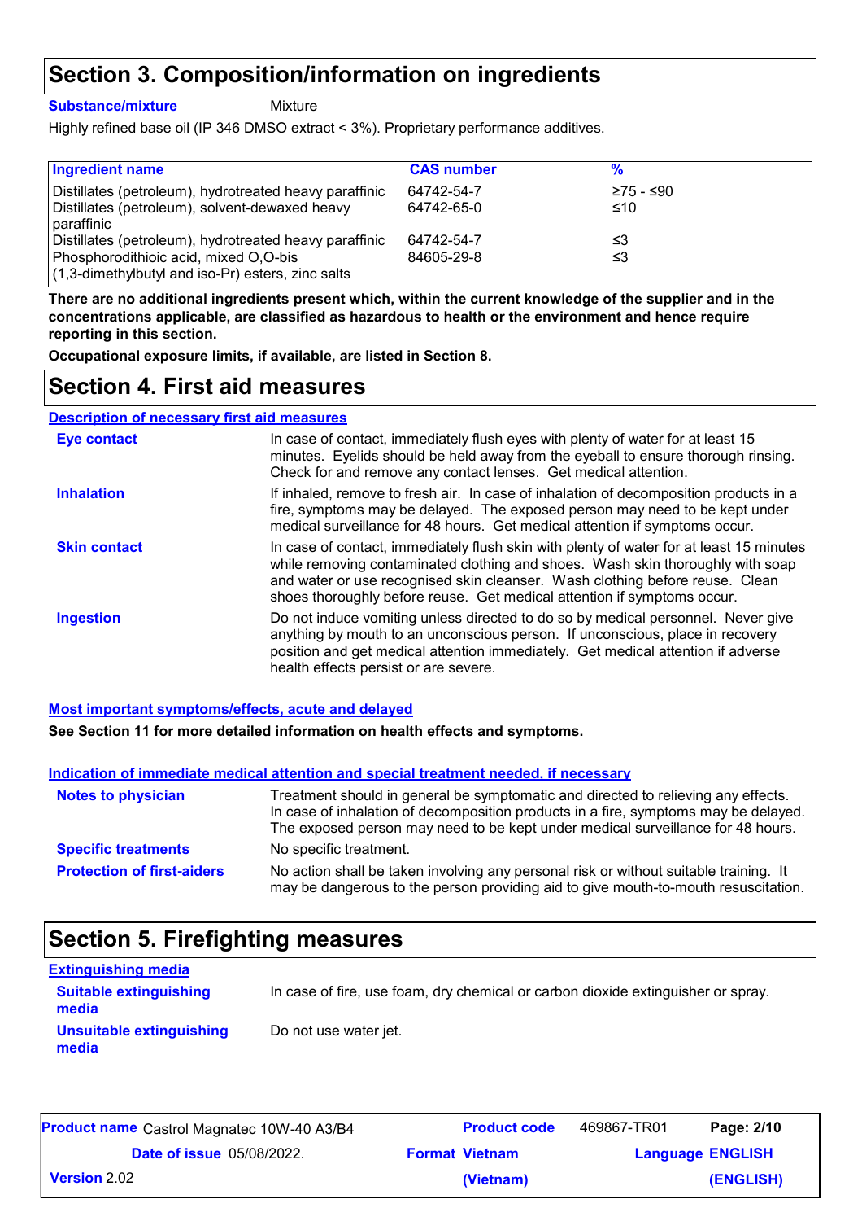## Section 3. Composition/information on ingredients

**Substance/mixture** Mixture

Highly refined base oil (IP 346 DMSO extract < 3%). Proprietary performance additives.

| Ingredient name | CAS number | % |
|---|---|---|
| Distillates (petroleum), hydrotreated heavy paraffinic | 64742-54-7 | ≥75 - ≤90 |
| Distillates (petroleum), solvent-dewaxed heavy paraffinic | 64742-65-0 | ≤10 |
| Distillates (petroleum), hydrotreated heavy paraffinic | 64742-54-7 | ≤3 |
| Phosphorodithioic acid, mixed O,O-bis (1,3-dimethylbutyl and iso-Pr) esters, zinc salts | 84605-29-8 | ≤3 |

**There are no additional ingredients present which, within the current knowledge of the supplier and in the concentrations applicable, are classified as hazardous to health or the environment and hence require reporting in this section.**

**Occupational exposure limits, if available, are listed in Section 8.**

## Section 4. First aid measures

### Description of necessary first aid measures

**Eye contact** In case of contact, immediately flush eyes with plenty of water for at least 15 minutes. Eyelids should be held away from the eyeball to ensure thorough rinsing. Check for and remove any contact lenses. Get medical attention.

**Inhalation** If inhaled, remove to fresh air. In case of inhalation of decomposition products in a fire, symptoms may be delayed. The exposed person may need to be kept under medical surveillance for 48 hours. Get medical attention if symptoms occur.

**Skin contact** In case of contact, immediately flush skin with plenty of water for at least 15 minutes while removing contaminated clothing and shoes. Wash skin thoroughly with soap and water or use recognised skin cleanser. Wash clothing before reuse. Clean shoes thoroughly before reuse. Get medical attention if symptoms occur.

**Ingestion** Do not induce vomiting unless directed to do so by medical personnel. Never give anything by mouth to an unconscious person. If unconscious, place in recovery position and get medical attention immediately. Get medical attention if adverse health effects persist or are severe.

### Most important symptoms/effects, acute and delayed

**See Section 11 for more detailed information on health effects and symptoms.**

### Indication of immediate medical attention and special treatment needed, if necessary

**Notes to physician** Treatment should in general be symptomatic and directed to relieving any effects. In case of inhalation of decomposition products in a fire, symptoms may be delayed. The exposed person may need to be kept under medical surveillance for 48 hours.

**Specific treatments** No specific treatment.

**Protection of first-aiders** No action shall be taken involving any personal risk or without suitable training. It may be dangerous to the person providing aid to give mouth-to-mouth resuscitation.

## Section 5. Firefighting measures

### Extinguishing media

**Suitable extinguishing media** In case of fire, use foam, dry chemical or carbon dioxide extinguisher or spray.

**Unsuitable extinguishing media** Do not use water jet.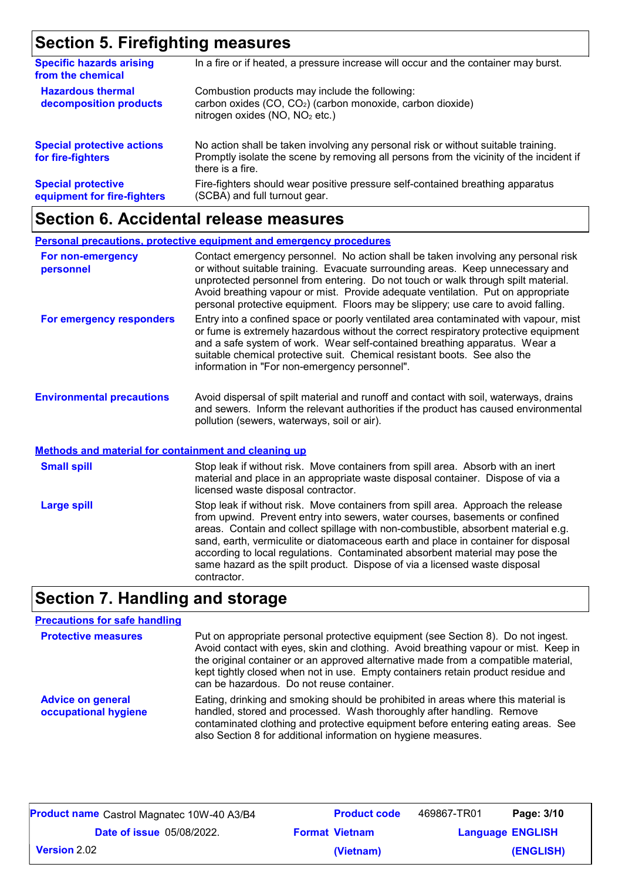## Section 5. Firefighting measures

| | |
|---|---|
| **Specific hazards arising from the chemical** | In a fire or if heated, a pressure increase will occur and the container may burst. |
| **Hazardous thermal decomposition products** | Combustion products may include the following: carbon oxides (CO, $CO_2$) (carbon monoxide, carbon dioxide) nitrogen oxides (NO, $NO_2$ etc.) |
| **Special protective actions for fire-fighters** | No action shall be taken involving any personal risk or without suitable training. Promptly isolate the scene by removing all persons from the vicinity of the incident if there is a fire. |
| **Special protective equipment for fire-fighters** | Fire-fighters should wear positive pressure self-contained breathing apparatus (SCBA) and full turnout gear. |

## Section 6. Accidental release measures

### Personal precautions, protective equipment and emergency procedures

| | |
|---|---|
| **For non-emergency personnel** | Contact emergency personnel. No action shall be taken involving any personal risk or without suitable training. Evacuate surrounding areas. Keep unnecessary and unprotected personnel from entering. Do not touch or walk through spilt material. Avoid breathing vapour or mist. Provide adequate ventilation. Put on appropriate personal protective equipment. Floors may be slippery; use care to avoid falling. |
| **For emergency responders** | Entry into a confined space or poorly ventilated area contaminated with vapour, mist or fume is extremely hazardous without the correct respiratory protective equipment and a safe system of work. Wear self-contained breathing apparatus. Wear a suitable chemical protective suit. Chemical resistant boots. See also the information in "For non-emergency personnel". |
| **Environmental precautions** | Avoid dispersal of spilt material and runoff and contact with soil, waterways, drains and sewers. Inform the relevant authorities if the product has caused environmental pollution (sewers, waterways, soil or air). |

### Methods and material for containment and cleaning up

| | |
|---|---|
| **Small spill** | Stop leak if without risk. Move containers from spill area. Absorb with an inert material and place in an appropriate waste disposal container. Dispose of via a licensed waste disposal contractor. |
| **Large spill** | Stop leak if without risk. Move containers from spill area. Approach the release from upwind. Prevent entry into sewers, water courses, basements or confined areas. Contain and collect spillage with non-combustible, absorbent material e.g. sand, earth, vermiculite or diatomaceous earth and place in container for disposal according to local regulations. Contaminated absorbent material may pose the same hazard as the spilt product. Dispose of via a licensed waste disposal contractor. |

## Section 7. Handling and storage

### Precautions for safe handling

| | |
|---|---|
| **Protective measures** | Put on appropriate personal protective equipment (see Section 8). Do not ingest. Avoid contact with eyes, skin and clothing. Avoid breathing vapour or mist. Keep in the original container or an approved alternative made from a compatible material, kept tightly closed when not in use. Empty containers retain product residue and can be hazardous. Do not reuse container. |
| **Advice on general occupational hygiene** | Eating, drinking and smoking should be prohibited in areas where this material is handled, stored and processed. Wash thoroughly after handling. Remove contaminated clothing and protective equipment before entering eating areas. See also Section 8 for additional information on hygiene measures. |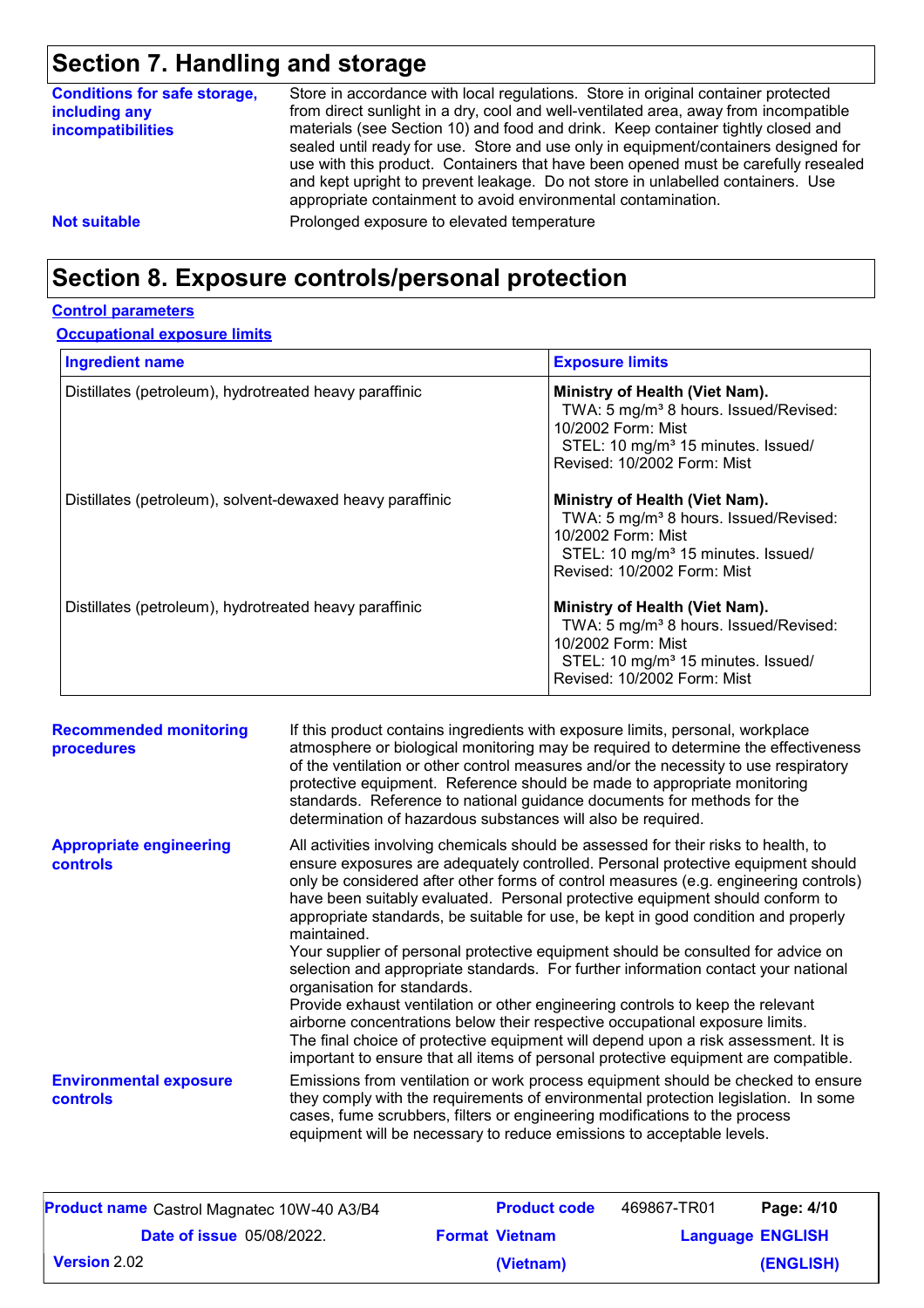## Section 7. Handling and storage

**Conditions for safe storage, including any incompatibilities**

Store in accordance with local regulations. Store in original container protected from direct sunlight in a dry, cool and well-ventilated area, away from incompatible materials (see Section 10) and food and drink. Keep container tightly closed and sealed until ready for use. Store and use only in equipment/containers designed for use with this product. Containers that have been opened must be carefully resealed and kept upright to prevent leakage. Do not store in unlabelled containers. Use appropriate containment to avoid environmental contamination.

**Not suitable**

Prolonged exposure to elevated temperature

## Section 8. Exposure controls/personal protection

**Control parameters**

**Occupational exposure limits**

| Ingredient name | Exposure limits |
|---|---|
| Distillates (petroleum), hydrotreated heavy paraffinic | **Ministry of Health (Viet Nam).** TWA: 5 mg/m³ 8 hours. Issued/Revised: 10/2002 Form: Mist STEL: 10 mg/m³ 15 minutes. Issued/Revised: 10/2002 Form: Mist |
| Distillates (petroleum), solvent-dewaxed heavy paraffinic | **Ministry of Health (Viet Nam).** TWA: 5 mg/m³ 8 hours. Issued/Revised: 10/2002 Form: Mist STEL: 10 mg/m³ 15 minutes. Issued/Revised: 10/2002 Form: Mist |
| Distillates (petroleum), hydrotreated heavy paraffinic | **Ministry of Health (Viet Nam).** TWA: 5 mg/m³ 8 hours. Issued/Revised: 10/2002 Form: Mist STEL: 10 mg/m³ 15 minutes. Issued/Revised: 10/2002 Form: Mist |

**Recommended monitoring procedures**

If this product contains ingredients with exposure limits, personal, workplace atmosphere or biological monitoring may be required to determine the effectiveness of the ventilation or other control measures and/or the necessity to use respiratory protective equipment. Reference should be made to appropriate monitoring standards. Reference to national guidance documents for methods for the determination of hazardous substances will also be required.

**Appropriate engineering controls**

All activities involving chemicals should be assessed for their risks to health, to ensure exposures are adequately controlled. Personal protective equipment should only be considered after other forms of control measures (e.g. engineering controls) have been suitably evaluated. Personal protective equipment should conform to appropriate standards, be suitable for use, be kept in good condition and properly maintained.
Your supplier of personal protective equipment should be consulted for advice on selection and appropriate standards. For further information contact your national organisation for standards.
Provide exhaust ventilation or other engineering controls to keep the relevant airborne concentrations below their respective occupational exposure limits.
The final choice of protective equipment will depend upon a risk assessment. It is important to ensure that all items of personal protective equipment are compatible.

**Environmental exposure controls**

Emissions from ventilation or work process equipment should be checked to ensure they comply with the requirements of environmental protection legislation. In some cases, fume scrubbers, filters or engineering modifications to the process equipment will be necessary to reduce emissions to acceptable levels.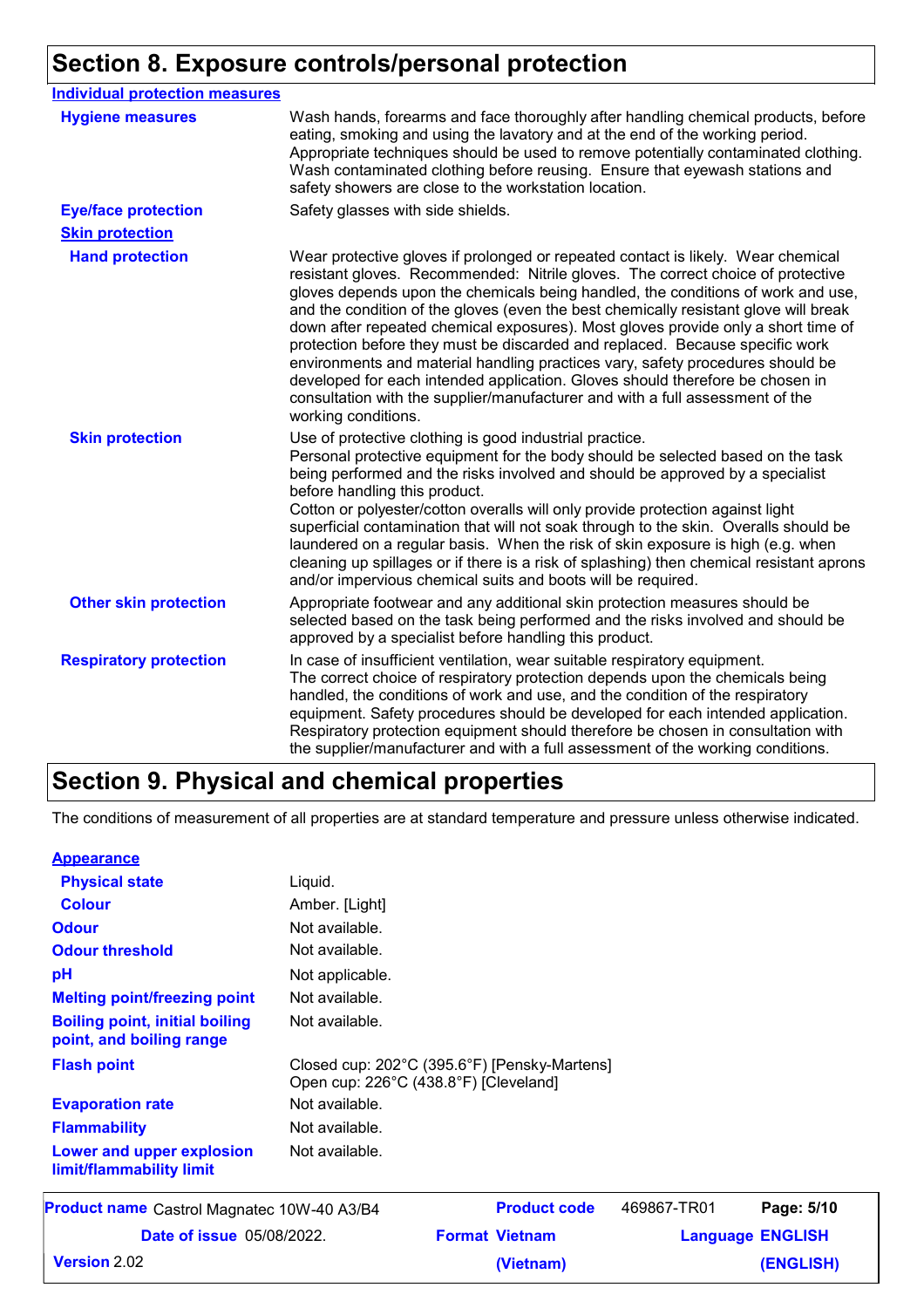## Section 8. Exposure controls/personal protection

**Individual protection measures**

| | |
|---|---|
| **Hygiene measures** | Wash hands, forearms and face thoroughly after handling chemical products, before eating, smoking and using the lavatory and at the end of the working period. Appropriate techniques should be used to remove potentially contaminated clothing. Wash contaminated clothing before reusing. Ensure that eyewash stations and safety showers are close to the workstation location. |
| **Eye/face protection** | Safety glasses with side shields. |

**Skin protection**

| | |
|---|---|
| **Hand protection** | Wear protective gloves if prolonged or repeated contact is likely. Wear chemical resistant gloves. Recommended: Nitrile gloves. The correct choice of protective gloves depends upon the chemicals being handled, the conditions of work and use, and the condition of the gloves (even the best chemically resistant glove will break down after repeated chemical exposures). Most gloves provide only a short time of protection before they must be discarded and replaced. Because specific work environments and material handling practices vary, safety procedures should be developed for each intended application. Gloves should therefore be chosen in consultation with the supplier/manufacturer and with a full assessment of the working conditions. |
| **Skin protection** | Use of protective clothing is good industrial practice. Personal protective equipment for the body should be selected based on the task being performed and the risks involved and should be approved by a specialist before handling this product. Cotton or polyester/cotton overalls will only provide protection against light superficial contamination that will not soak through to the skin. Overalls should be laundered on a regular basis. When the risk of skin exposure is high (e.g. when cleaning up spillages or if there is a risk of splashing) then chemical resistant aprons and/or impervious chemical suits and boots will be required. |
| **Other skin protection** | Appropriate footwear and any additional skin protection measures should be selected based on the task being performed and the risks involved and should be approved by a specialist before handling this product. |
| **Respiratory protection** | In case of insufficient ventilation, wear suitable respiratory equipment. The correct choice of respiratory protection depends upon the chemicals being handled, the conditions of work and use, and the condition of the respiratory equipment. Safety procedures should be developed for each intended application. Respiratory protection equipment should therefore be chosen in consultation with the supplier/manufacturer and with a full assessment of the working conditions. |

## Section 9. Physical and chemical properties

The conditions of measurement of all properties are at standard temperature and pressure unless otherwise indicated.

**Appearance**

| | |
|---|---|
| **Physical state** | Liquid. |
| **Colour** | Amber. [Light] |
| **Odour** | Not available. |
| **Odour threshold** | Not available. |
| **pH** | Not applicable. |
| **Melting point/freezing point** | Not available. |
| **Boiling point, initial boiling point, and boiling range** | Not available. |
| **Flash point** | Closed cup: 202°C (395.6°F) [Pensky-Martens]<br>Open cup: 226°C (438.8°F) [Cleveland] |
| **Evaporation rate** | Not available. |
| **Flammability** | Not available. |
| **Lower and upper explosion limit/flammability limit** | Not available. |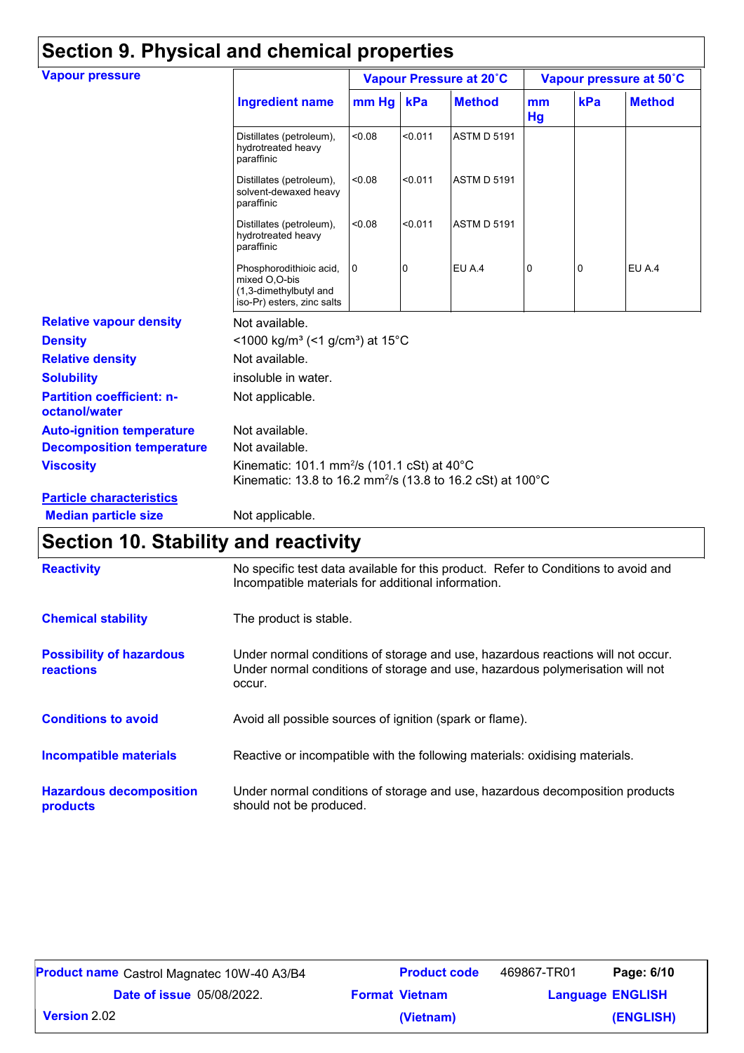# Section 9. Physical and chemical properties

**Vapour pressure**

| Ingredient name | Vapour Pressure at 20˚C | | | Vapour pressure at 50˚C | | |
|---|---|---|---|---|---|---|
| | mm Hg | kPa | Method | mm Hg | kPa | Method |
| Distillates (petroleum), hydrotreated heavy paraffinic | <0.08 | <0.011 | ASTM D 5191 | | | |
| Distillates (petroleum), solvent-dewaxed heavy paraffinic | <0.08 | <0.011 | ASTM D 5191 | | | |
| Distillates (petroleum), hydrotreated heavy paraffinic | <0.08 | <0.011 | ASTM D 5191 | | | |
| Phosphorodithioic acid, mixed O,O-bis (1,3-dimethylbutyl and iso-Pr) esters, zinc salts | 0 | 0 | EU A.4 | 0 | 0 | EU A.4 |

**Relative vapour density** Not available.

**Density** <1000 kg/m³ (<1 g/cm³) at 15°C

**Relative density** Not available.

**Solubility** insoluble in water.

**Partition coefficient: n-octanol/water** Not applicable.

**Auto-ignition temperature** Not available.

**Decomposition temperature** Not available.

**Viscosity** Kinematic: 101.1 mm²/s (101.1 cSt) at 40°C
Kinematic: 13.8 to 16.2 mm²/s (13.8 to 16.2 cSt) at 100°C

**Particle characteristics**

**Median particle size** Not applicable.

# Section 10. Stability and reactivity

**Reactivity** No specific test data available for this product. Refer to Conditions to avoid and Incompatible materials for additional information.

**Chemical stability** The product is stable.

**Possibility of hazardous reactions** Under normal conditions of storage and use, hazardous reactions will not occur. Under normal conditions of storage and use, hazardous polymerisation will not occur.

**Conditions to avoid** Avoid all possible sources of ignition (spark or flame).

**Incompatible materials** Reactive or incompatible with the following materials: oxidising materials.

**Hazardous decomposition products** Under normal conditions of storage and use, hazardous decomposition products should not be produced.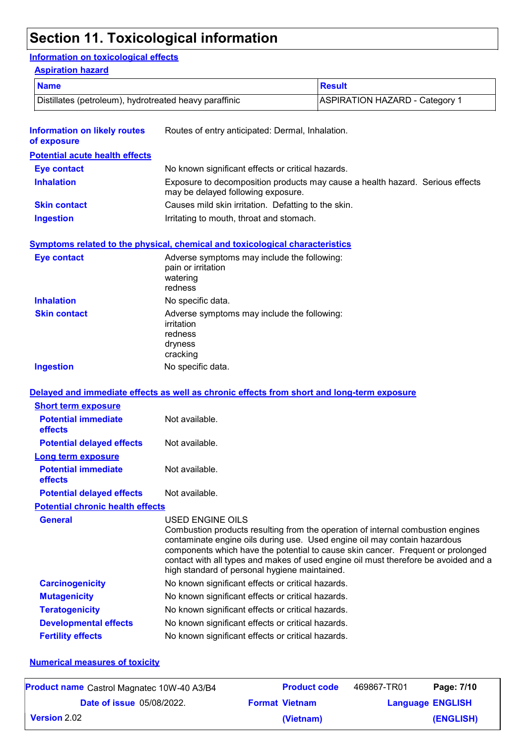# Section 11. Toxicological information

## Information on toxicological effects

### Aspiration hazard

| Name | Result |
|---|---|
| Distillates (petroleum), hydrotreated heavy paraffinic | ASPIRATION HAZARD - Category 1 |

**Information on likely routes of exposure**: Routes of entry anticipated: Dermal, Inhalation.

### Potential acute health effects

**Eye contact**: No known significant effects or critical hazards.

**Inhalation**: Exposure to decomposition products may cause a health hazard. Serious effects may be delayed following exposure.

**Skin contact**: Causes mild skin irritation. Defatting to the skin.

**Ingestion**: Irritating to mouth, throat and stomach.

### Symptoms related to the physical, chemical and toxicological characteristics

**Eye contact**: Adverse symptoms may include the following:
pain or irritation
watering
redness

**Inhalation**: No specific data.

**Skin contact**: Adverse symptoms may include the following:
irritation
redness
dryness
cracking

**Ingestion**: No specific data.

### Delayed and immediate effects as well as chronic effects from short and long-term exposure

#### Short term exposure

**Potential immediate effects**: Not available.

**Potential delayed effects**: Not available.

#### Long term exposure

**Potential immediate effects**: Not available.

**Potential delayed effects**: Not available.

#### Potential chronic health effects

**General**: USED ENGINE OILS
Combustion products resulting from the operation of internal combustion engines contaminate engine oils during use. Used engine oil may contain hazardous components which have the potential to cause skin cancer. Frequent or prolonged contact with all types and makes of used engine oil must therefore be avoided and a high standard of personal hygiene maintained.

**Carcinogenicity**: No known significant effects or critical hazards.

**Mutagenicity**: No known significant effects or critical hazards.

**Teratogenicity**: No known significant effects or critical hazards.

**Developmental effects**: No known significant effects or critical hazards.

**Fertility effects**: No known significant effects or critical hazards.

### Numerical measures of toxicity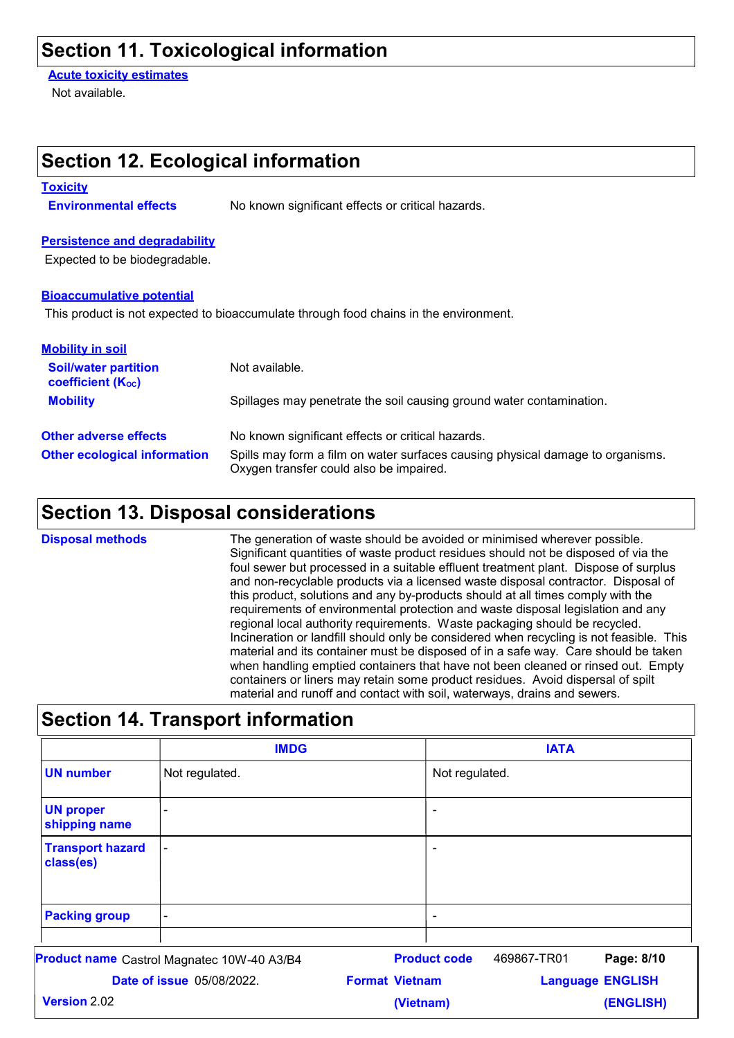## Section 11. Toxicological information

**Acute toxicity estimates**

Not available.

## Section 12. Ecological information

**Toxicity**

**Environmental effects** No known significant effects or critical hazards.

**Persistence and degradability**

Expected to be biodegradable.

**Bioaccumulative potential**

This product is not expected to bioaccumulate through food chains in the environment.

**Mobility in soil**

**Soil/water partition coefficient ($K_{OC}$)** Not available.

**Mobility** Spillages may penetrate the soil causing ground water contamination.

**Other adverse effects** No known significant effects or critical hazards.

**Other ecological information** Spills may form a film on water surfaces causing physical damage to organisms. Oxygen transfer could also be impaired.

## Section 13. Disposal considerations

**Disposal methods** The generation of waste should be avoided or minimised wherever possible. Significant quantities of waste product residues should not be disposed of via the foul sewer but processed in a suitable effluent treatment plant. Dispose of surplus and non-recyclable products via a licensed waste disposal contractor. Disposal of this product, solutions and any by-products should at all times comply with the requirements of environmental protection and waste disposal legislation and any regional local authority requirements. Waste packaging should be recycled. Incineration or landfill should only be considered when recycling is not feasible. This material and its container must be disposed of in a safe way. Care should be taken when handling emptied containers that have not been cleaned or rinsed out. Empty containers or liners may retain some product residues. Avoid dispersal of spilt material and runoff and contact with soil, waterways, drains and sewers.

## Section 14. Transport information

| | IMDG | IATA |
|---|---|---|
| **UN number** | Not regulated. | Not regulated. |
| **UN proper shipping name** | - | - |
| **Transport hazard class(es)** | - | - |
| **Packing group** | - | - |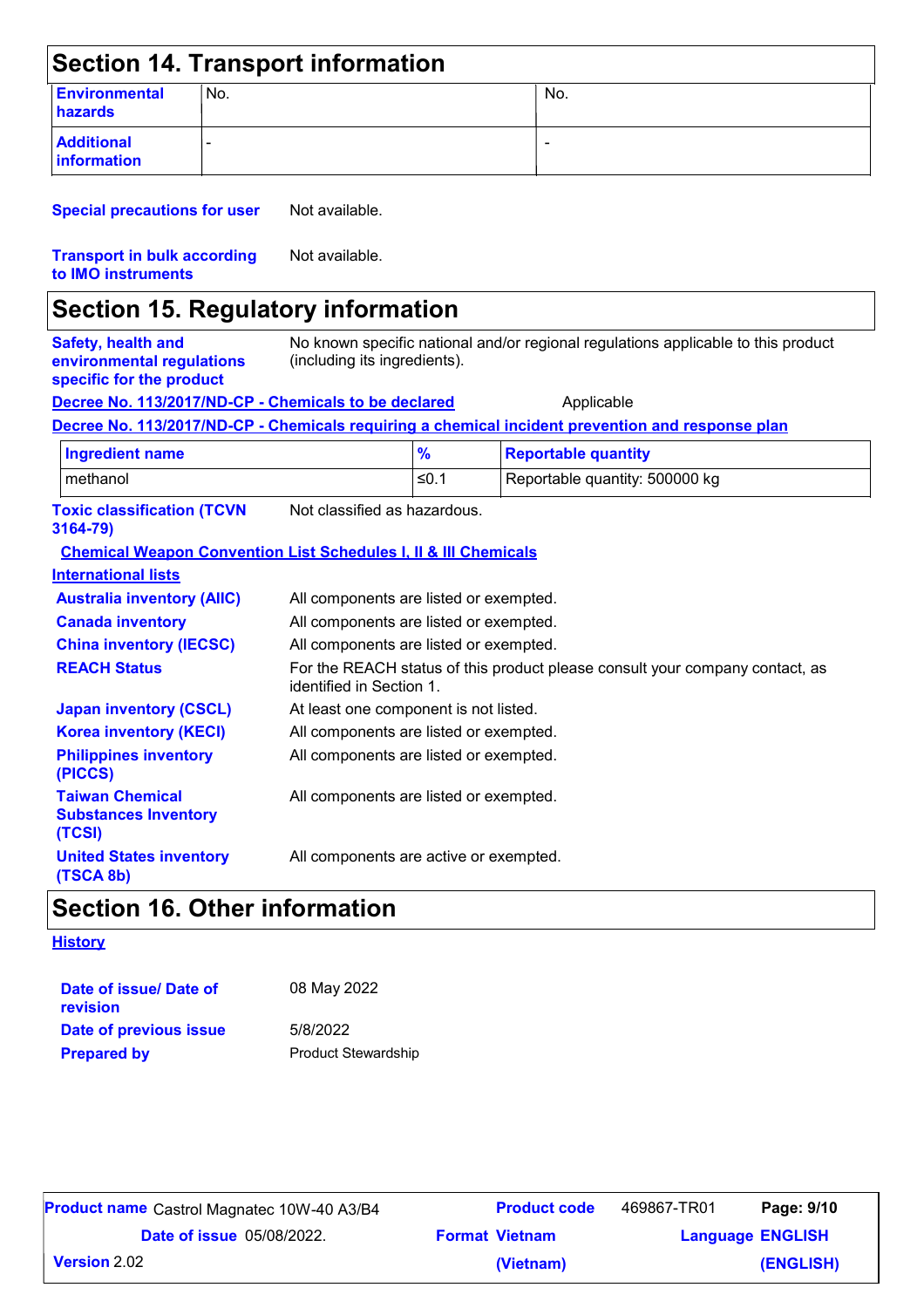## Section 14. Transport information

| | | |
|---|---|---|
| **Environmental hazards** | No. | No. |
| **Additional information** | - | - |

**Special precautions for user** Not available.

**Transport in bulk according to IMO instruments** Not available.

## Section 15. Regulatory information

**Safety, health and environmental regulations specific for the product** No known specific national and/or regional regulations applicable to this product (including its ingredients).

**Decree No. 113/2017/ND-CP - Chemicals to be declared** Applicable

**Decree No. 113/2017/ND-CP - Chemicals requiring a chemical incident prevention and response plan**

| Ingredient name | % | Reportable quantity |
|---|---|---|
| methanol | ≤0.1 | Reportable quantity: 500000 kg |

**Toxic classification (TCVN 3164-79)** Not classified as hazardous.

**Chemical Weapon Convention List Schedules I, II & III Chemicals**

**International lists**

**Australia inventory (AIIC)** All components are listed or exempted.

**Canada inventory** All components are listed or exempted.

**China inventory (IECSC)** All components are listed or exempted.

**REACH Status** For the REACH status of this product please consult your company contact, as identified in Section 1.

**Japan inventory (CSCL)** At least one component is not listed.

**Korea inventory (KECI)** All components are listed or exempted.

**Philippines inventory (PICCS)** All components are listed or exempted.

**Taiwan Chemical Substances Inventory (TCSI)** All components are listed or exempted.

**United States inventory (TSCA 8b)** All components are active or exempted.

## Section 16. Other information

**History**

**Date of issue/ Date of revision** 08 May 2022

**Date of previous issue** 5/8/2022

**Prepared by** Product Stewardship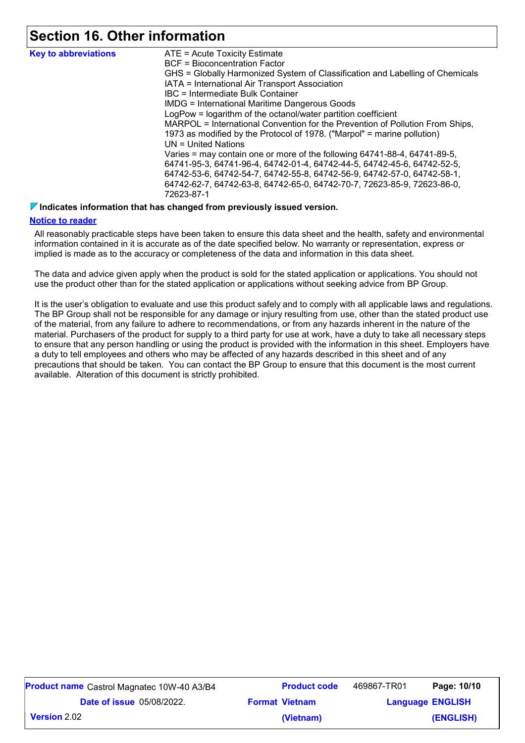# Section 16. Other information

**Key to abbreviations**

ATE = Acute Toxicity Estimate
BCF = Bioconcentration Factor
GHS = Globally Harmonized System of Classification and Labelling of Chemicals
IATA = International Air Transport Association
IBC = Intermediate Bulk Container
IMDG = International Maritime Dangerous Goods
LogPow = logarithm of the octanol/water partition coefficient
MARPOL = International Convention for the Prevention of Pollution From Ships, 1973 as modified by the Protocol of 1978. ("Marpol" = marine pollution)
UN = United Nations
Varies = may contain one or more of the following 64741-88-4, 64741-89-5, 64741-95-3, 64741-96-4, 64742-01-4, 64742-44-5, 64742-45-6, 64742-52-5, 64742-53-6, 64742-54-7, 64742-55-8, 64742-56-9, 64742-57-0, 64742-58-1, 64742-62-7, 64742-63-8, 64742-65-0, 64742-70-7, 72623-85-9, 72623-86-0, 72623-87-1

**Indicates information that has changed from previously issued version.**

**Notice to reader**

All reasonably practicable steps have been taken to ensure this data sheet and the health, safety and environmental information contained in it is accurate as of the date specified below. No warranty or representation, express or implied is made as to the accuracy or completeness of the data and information in this data sheet.

The data and advice given apply when the product is sold for the stated application or applications. You should not use the product other than for the stated application or applications without seeking advice from BP Group.

It is the user's obligation to evaluate and use this product safely and to comply with all applicable laws and regulations. The BP Group shall not be responsible for any damage or injury resulting from use, other than the stated product use of the material, from any failure to adhere to recommendations, or from any hazards inherent in the nature of the material. Purchasers of the product for supply to a third party for use at work, have a duty to take all necessary steps to ensure that any person handling or using the product is provided with the information in this sheet. Employers have a duty to tell employees and others who may be affected of any hazards described in this sheet and of any precautions that should be taken. You can contact the BP Group to ensure that this document is the most current available. Alteration of this document is strictly prohibited.